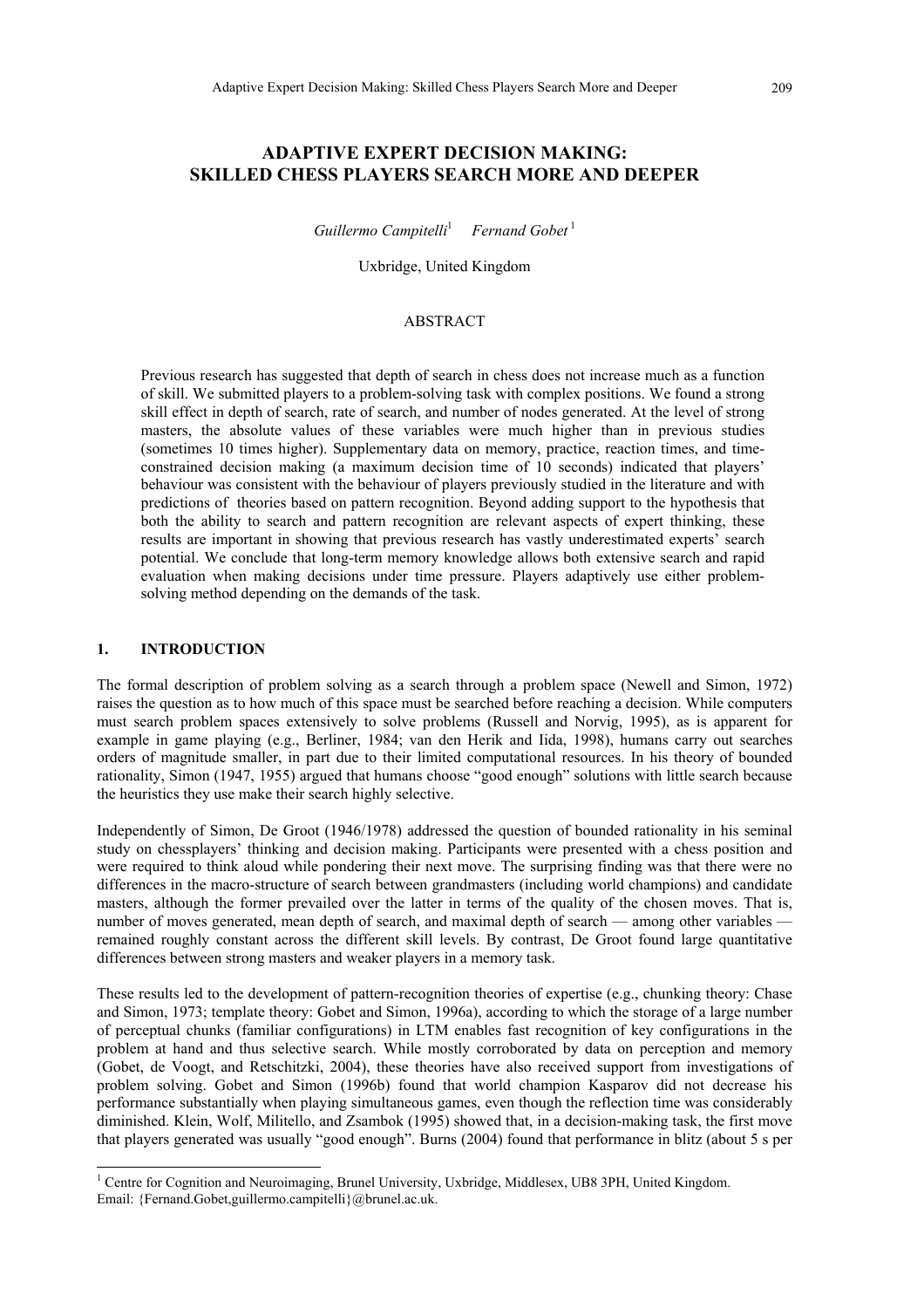# ADAPTIVE EXPERT DECISION MAKING: SKILLED CHESS PLAYERS SEARCH MORE AND DEEPER

*Guillermo Campitelli*[1] *Fernand Gobet*[1]

Uxbridge, United Kingdom

## ABSTRACT

Previous research has suggested that depth of search in chess does not increase much as a function of skill. We submitted players to a problem-solving task with complex positions. We found a strong skill effect in depth of search, rate of search, and number of nodes generated. At the level of strong masters, the absolute values of these variables were much higher than in previous studies (sometimes 10 times higher). Supplementary data on memory, practice, reaction times, and time-constrained decision making (a maximum decision time of 10 seconds) indicated that players' behaviour was consistent with the behaviour of players previously studied in the literature and with predictions of theories based on pattern recognition. Beyond adding support to the hypothesis that both the ability to search and pattern recognition are relevant aspects of expert thinking, these results are important in showing that previous research has vastly underestimated experts' search potential. We conclude that long-term memory knowledge allows both extensive search and rapid evaluation when making decisions under time pressure. Players adaptively use either problem-solving method depending on the demands of the task.

## 1. INTRODUCTION

The formal description of problem solving as a search through a problem space (Newell and Simon, 1972) raises the question as to how much of this space must be searched before reaching a decision. While computers must search problem spaces extensively to solve problems (Russell and Norvig, 1995), as is apparent for example in game playing (e.g., Berliner, 1984; van den Herik and Iida, 1998), humans carry out searches orders of magnitude smaller, in part due to their limited computational resources. In his theory of bounded rationality, Simon (1947, 1955) argued that humans choose "good enough" solutions with little search because the heuristics they use make their search highly selective.

Independently of Simon, De Groot (1946/1978) addressed the question of bounded rationality in his seminal study on chessplayers' thinking and decision making. Participants were presented with a chess position and were required to think aloud while pondering their next move. The surprising finding was that there were no differences in the macro-structure of search between grandmasters (including world champions) and candidate masters, although the former prevailed over the latter in terms of the quality of the chosen moves. That is, number of moves generated, mean depth of search, and maximal depth of search — among other variables — remained roughly constant across the different skill levels. By contrast, De Groot found large quantitative differences between strong masters and weaker players in a memory task.

These results led to the development of pattern-recognition theories of expertise (e.g., chunking theory: Chase and Simon, 1973; template theory: Gobet and Simon, 1996a), according to which the storage of a large number of perceptual chunks (familiar configurations) in LTM enables fast recognition of key configurations in the problem at hand and thus selective search. While mostly corroborated by data on perception and memory (Gobet, de Voogt, and Retschitzki, 2004), these theories have also received support from investigations of problem solving. Gobet and Simon (1996b) found that world champion Kasparov did not decrease his performance substantially when playing simultaneous games, even though the reflection time was considerably diminished. Klein, Wolf, Militello, and Zsambok (1995) showed that, in a decision-making task, the first move that players generated was usually "good enough". Burns (2004) found that performance in blitz (about 5 s per

---

[1] Centre for Cognition and Neuroimaging, Brunel University, Uxbridge, Middlesex, UB8 3PH, United Kingdom. Email: {Fernand.Gobet,guillermo.campitelli}@brunel.ac.uk.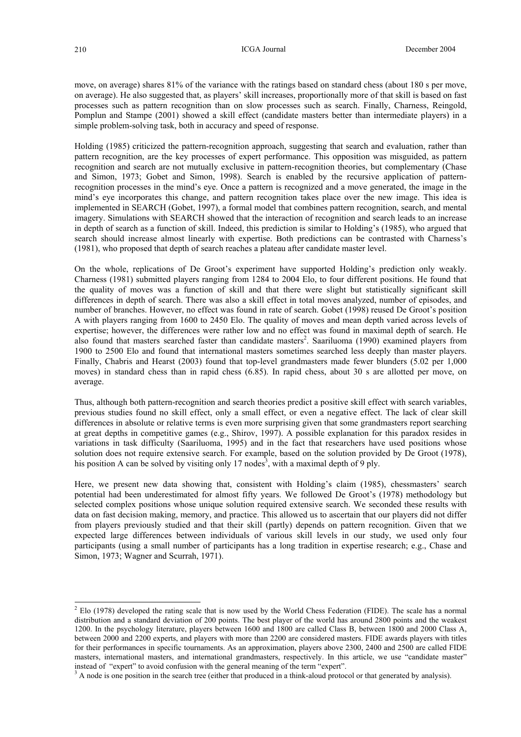move, on average) shares 81% of the variance with the ratings based on standard chess (about 180 s per move, on average). He also suggested that, as players' skill increases, proportionally more of that skill is based on fast processes such as pattern recognition than on slow processes such as search. Finally, Charness, Reingold, Pomplun and Stampe (2001) showed a skill effect (candidate masters better than intermediate players) in a simple problem-solving task, both in accuracy and speed of response.

Holding (1985) criticized the pattern-recognition approach, suggesting that search and evaluation, rather than pattern recognition, are the key processes of expert performance. This opposition was misguided, as pattern recognition and search are not mutually exclusive in pattern-recognition theories, but complementary (Chase and Simon, 1973; Gobet and Simon, 1998). Search is enabled by the recursive application of pattern-recognition processes in the mind's eye. Once a pattern is recognized and a move generated, the image in the mind's eye incorporates this change, and pattern recognition takes place over the new image. This idea is implemented in SEARCH (Gobet, 1997), a formal model that combines pattern recognition, search, and mental imagery. Simulations with SEARCH showed that the interaction of recognition and search leads to an increase in depth of search as a function of skill. Indeed, this prediction is similar to Holding's (1985), who argued that search should increase almost linearly with expertise. Both predictions can be contrasted with Charness's (1981), who proposed that depth of search reaches a plateau after candidate master level.

On the whole, replications of De Groot's experiment have supported Holding's prediction only weakly. Charness (1981) submitted players ranging from 1284 to 2004 Elo, to four different positions. He found that the quality of moves was a function of skill and that there were slight but statistically significant skill differences in depth of search. There was also a skill effect in total moves analyzed, number of episodes, and number of branches. However, no effect was found in rate of search. Gobet (1998) reused De Groot's position A with players ranging from 1600 to 2450 Elo. The quality of moves and mean depth varied across levels of expertise; however, the differences were rather low and no effect was found in maximal depth of search. He also found that masters searched faster than candidate masters[2]. Saariluoma (1990) examined players from 1900 to 2500 Elo and found that international masters sometimes searched less deeply than master players. Finally, Chabris and Hearst (2003) found that top-level grandmasters made fewer blunders (5.02 per 1,000 moves) in standard chess than in rapid chess (6.85). In rapid chess, about 30 s are allotted per move, on average.

Thus, although both pattern-recognition and search theories predict a positive skill effect with search variables, previous studies found no skill effect, only a small effect, or even a negative effect. The lack of clear skill differences in absolute or relative terms is even more surprising given that some grandmasters report searching at great depths in competitive games (e.g., Shirov, 1997). A possible explanation for this paradox resides in variations in task difficulty (Saariluoma, 1995) and in the fact that researchers have used positions whose solution does not require extensive search. For example, based on the solution provided by De Groot (1978), his position A can be solved by visiting only 17 nodes[3], with a maximal depth of 9 ply.

Here, we present new data showing that, consistent with Holding's claim (1985), chessmasters' search potential had been underestimated for almost fifty years. We followed De Groot's (1978) methodology but selected complex positions whose unique solution required extensive search. We seconded these results with data on fast decision making, memory, and practice. This allowed us to ascertain that our players did not differ from players previously studied and that their skill (partly) depends on pattern recognition. Given that we expected large differences between individuals of various skill levels in our study, we used only four participants (using a small number of participants has a long tradition in expertise research; e.g., Chase and Simon, 1973; Wagner and Scurrah, 1971).

---

[2] Elo (1978) developed the rating scale that is now used by the World Chess Federation (FIDE). The scale has a normal distribution and a standard deviation of 200 points. The best player of the world has around 2800 points and the weakest 1200. In the psychology literature, players between 1600 and 1800 are called Class B, between 1800 and 2000 Class A, between 2000 and 2200 experts, and players with more than 2200 are considered masters. FIDE awards players with titles for their performances in specific tournaments. As an approximation, players above 2300, 2400 and 2500 are called FIDE masters, international masters, and international grandmasters, respectively. In this article, we use "candidate master" instead of "expert" to avoid confusion with the general meaning of the term "expert".

[3] A node is one position in the search tree (either that produced in a think-aloud protocol or that generated by analysis).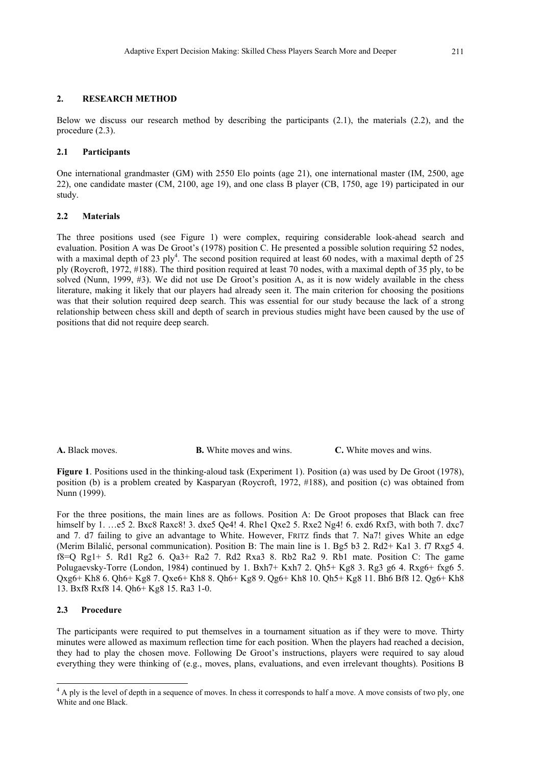## 2. RESEARCH METHOD

Below we discuss our research method by describing the participants (2.1), the materials (2.2), and the procedure (2.3).

### 2.1 Participants

One international grandmaster (GM) with 2550 Elo points (age 21), one international master (IM, 2500, age 22), one candidate master (CM, 2100, age 19), and one class B player (CB, 1750, age 19) participated in our study.

### 2.2 Materials

The three positions used (see Figure 1) were complex, requiring considerable look-ahead search and evaluation. Position A was De Groot's (1978) position C. He presented a possible solution requiring 52 nodes, with a maximal depth of 23 ply[4]. The second position required at least 60 nodes, with a maximal depth of 25 ply (Roycroft, 1972, #188). The third position required at least 70 nodes, with a maximal depth of 35 ply, to be solved (Nunn, 1999, #3). We did not use De Groot's position A, as it is now widely available in the chess literature, making it likely that our players had already seen it. The main criterion for choosing the positions was that their solution required deep search. This was essential for our study because the lack of a strong relationship between chess skill and depth of search in previous studies might have been caused by the use of positions that did not require deep search.

**A.** Black moves. **B.** White moves and wins. **C.** White moves and wins.

**Figure 1**. Positions used in the thinking-aloud task (Experiment 1). Position (a) was used by De Groot (1978), position (b) is a problem created by Kasparyan (Roycroft, 1972, #188), and position (c) was obtained from Nunn (1999).

For the three positions, the main lines are as follows. Position A: De Groot proposes that Black can free himself by 1. …e5 2. Bxc8 Raxc8! 3. dxe5 Qe4! 4. Rhe1 Qxe2 5. Rxe2 Ng4! 6. exd6 Rxf3, with both 7. dxc7 and 7. d7 failing to give an advantage to White. However, FRITZ finds that 7. Na7! gives White an edge (Merim Bilalić, personal communication). Position B: The main line is 1. Bg5 b3 2. Rd2+ Ka1 3. f7 Rxg5 4. f8=Q Rg1+ 5. Rd1 Rg2 6. Qa3+ Ra2 7. Rd2 Rxa3 8. Rb2 Ra2 9. Rb1 mate. Position C: The game Polugaevsky-Torre (London, 1984) continued by 1. Bxh7+ Kxh7 2. Qh5+ Kg8 3. Rg3 g6 4. Rxg6+ fxg6 5. Qxg6+ Kh8 6. Qh6+ Kg8 7. Qxe6+ Kh8 8. Qh6+ Kg8 9. Qg6+ Kh8 10. Qh5+ Kg8 11. Bh6 Bf8 12. Qg6+ Kh8 13. Bxf8 Rxf8 14. Qh6+ Kg8 15. Ra3 1-0.

### 2.3 Procedure

The participants were required to put themselves in a tournament situation as if they were to move. Thirty minutes were allowed as maximum reflection time for each position. When the players had reached a decision, they had to play the chosen move. Following De Groot's instructions, players were required to say aloud everything they were thinking of (e.g., moves, plans, evaluations, and even irrelevant thoughts). Positions B

[4] A ply is the level of depth in a sequence of moves. In chess it corresponds to half a move. A move consists of two ply, one White and one Black.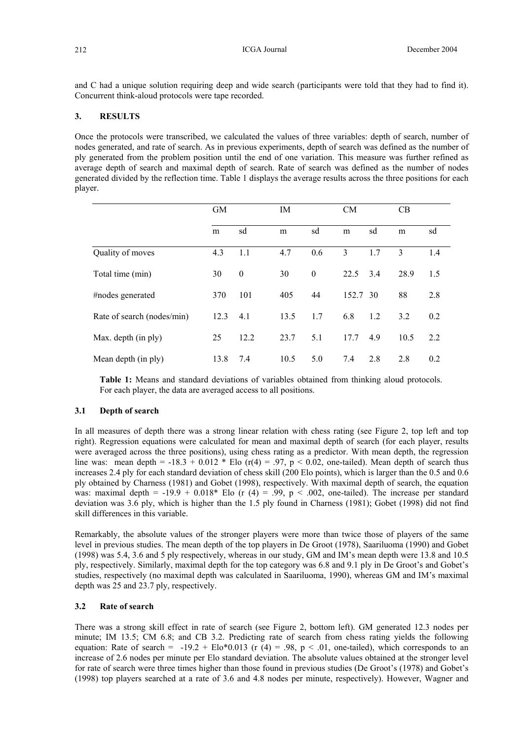and C had a unique solution requiring deep and wide search (participants were told that they had to find it). Concurrent think-aloud protocols were tape recorded.

## 3. RESULTS

Once the protocols were transcribed, we calculated the values of three variables: depth of search, number of nodes generated, and rate of search. As in previous experiments, depth of search was defined as the number of ply generated from the problem position until the end of one variation. This measure was further refined as average depth of search and maximal depth of search. Rate of search was defined as the number of nodes generated divided by the reflection time. Table 1 displays the average results across the three positions for each player.

| | GM | | IM | | CM | | CB | |
|---|---|---|---|---|---|---|---|---|
| | m | sd | m | sd | m | sd | m | sd |
| Quality of moves | 4.3 | 1.1 | 4.7 | 0.6 | 3 | 1.7 | 3 | 1.4 |
| Total time (min) | 30 | 0 | 30 | 0 | 22.5 | 3.4 | 28.9 | 1.5 |
| #nodes generated | 370 | 101 | 405 | 44 | 152.7 | 30 | 88 | 2.8 |
| Rate of search (nodes/min) | 12.3 | 4.1 | 13.5 | 1.7 | 6.8 | 1.2 | 3.2 | 0.2 |
| Max. depth (in ply) | 25 | 12.2 | 23.7 | 5.1 | 17.7 | 4.9 | 10.5 | 2.2 |
| Mean depth (in ply) | 13.8 | 7.4 | 10.5 | 5.0 | 7.4 | 2.8 | 2.8 | 0.2 |

**Table 1:** Means and standard deviations of variables obtained from thinking aloud protocols. For each player, the data are averaged access to all positions.

### 3.1 Depth of search

In all measures of depth there was a strong linear relation with chess rating (see Figure 2, top left and top right). Regression equations were calculated for mean and maximal depth of search (for each player, results were averaged across the three positions), using chess rating as a predictor. With mean depth, the regression line was: mean depth = -18.3 + 0.012 * Elo ($r(4) = .97$, $p < 0.02$, one-tailed). Mean depth of search thus increases 2.4 ply for each standard deviation of chess skill (200 Elo points), which is larger than the 0.5 and 0.6 ply obtained by Charness (1981) and Gobet (1998), respectively. With maximal depth of search, the equation was: maximal depth = -19.9 + 0.018* Elo ($r(4) = .99$, $p < .002$, one-tailed). The increase per standard deviation was 3.6 ply, which is higher than the 1.5 ply found in Charness (1981); Gobet (1998) did not find skill differences in this variable.

Remarkably, the absolute values of the stronger players were more than twice those of players of the same level in previous studies. The mean depth of the top players in De Groot (1978), Saariluoma (1990) and Gobet (1998) was 5.4, 3.6 and 5 ply respectively, whereas in our study, GM and IM's mean depth were 13.8 and 10.5 ply, respectively. Similarly, maximal depth for the top category was 6.8 and 9.1 ply in De Groot's and Gobet's studies, respectively (no maximal depth was calculated in Saariluoma, 1990), whereas GM and IM's maximal depth was 25 and 23.7 ply, respectively.

### 3.2 Rate of search

There was a strong skill effect in rate of search (see Figure 2, bottom left). GM generated 12.3 nodes per minute; IM 13.5; CM 6.8; and CB 3.2. Predicting rate of search from chess rating yields the following equation: Rate of search = -19.2 + Elo*0.013 ($r(4) = .98$, $p < .01$, one-tailed), which corresponds to an increase of 2.6 nodes per minute per Elo standard deviation. The absolute values obtained at the stronger level for rate of search were three times higher than those found in previous studies (De Groot's (1978) and Gobet's (1998) top players searched at a rate of 3.6 and 4.8 nodes per minute, respectively). However, Wagner and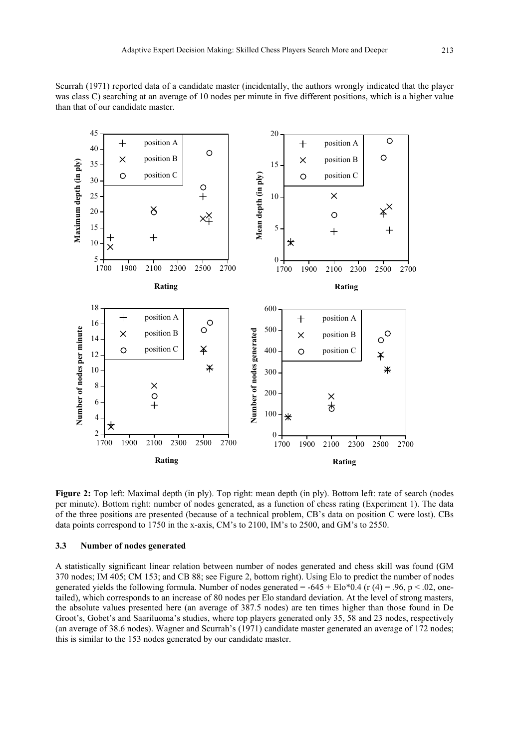Scurrah (1971) reported data of a candidate master (incidentally, the authors wrongly indicated that the player was class C) searching at an average of 10 nodes per minute in five different positions, which is a higher value than that of our candidate master.

**Figure 2:** Top left: Maximal depth (in ply). Top right: mean depth (in ply). Bottom left: rate of search (nodes per minute). Bottom right: number of nodes generated, as a function of chess rating (Experiment 1). The data of the three positions are presented (because of a technical problem, CB's data on position C were lost). CBs data points correspond to 1750 in the x-axis, CM's to 2100, IM's to 2500, and GM's to 2550.

### 3.3 Number of nodes generated

A statistically significant linear relation between number of nodes generated and chess skill was found (GM 370 nodes; IM 405; CM 153; and CB 88; see Figure 2, bottom right). Using Elo to predict the number of nodes generated yields the following formula. Number of nodes generated = -645 + Elo*0.4 ($r(4) = .96$, $p < .02$, one-tailed), which corresponds to an increase of 80 nodes per Elo standard deviation. At the level of strong masters, the absolute values presented here (an average of 387.5 nodes) are ten times higher than those found in De Groot's, Gobet's and Saariluoma's studies, where top players generated only 35, 58 and 23 nodes, respectively (an average of 38.6 nodes). Wagner and Scurrah's (1971) candidate master generated an average of 172 nodes; this is similar to the 153 nodes generated by our candidate master.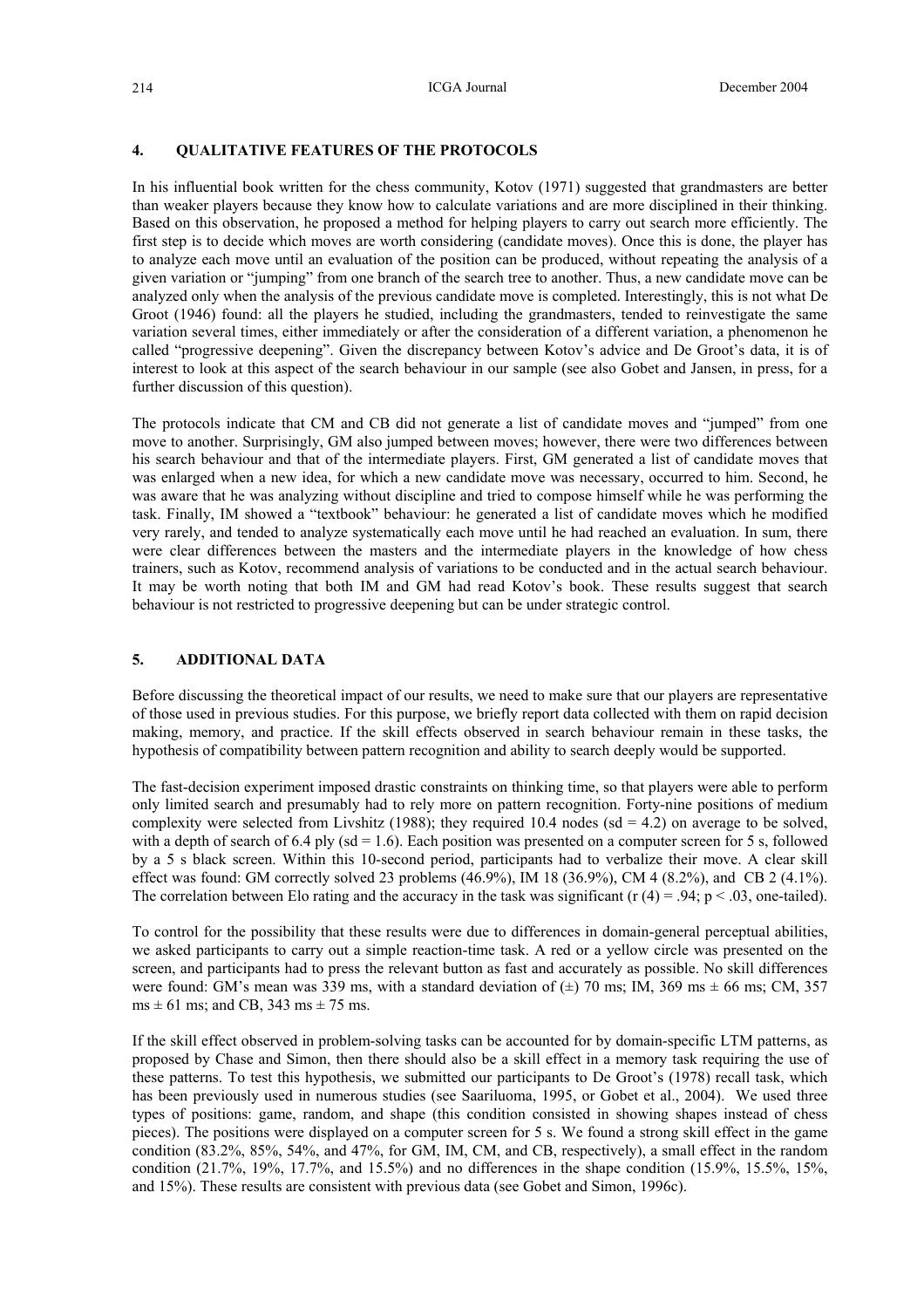## 4. QUALITATIVE FEATURES OF THE PROTOCOLS

In his influential book written for the chess community, Kotov (1971) suggested that grandmasters are better than weaker players because they know how to calculate variations and are more disciplined in their thinking. Based on this observation, he proposed a method for helping players to carry out search more efficiently. The first step is to decide which moves are worth considering (candidate moves). Once this is done, the player has to analyze each move until an evaluation of the position can be produced, without repeating the analysis of a given variation or "jumping" from one branch of the search tree to another. Thus, a new candidate move can be analyzed only when the analysis of the previous candidate move is completed. Interestingly, this is not what De Groot (1946) found: all the players he studied, including the grandmasters, tended to reinvestigate the same variation several times, either immediately or after the consideration of a different variation, a phenomenon he called "progressive deepening". Given the discrepancy between Kotov's advice and De Groot's data, it is of interest to look at this aspect of the search behaviour in our sample (see also Gobet and Jansen, in press, for a further discussion of this question).

The protocols indicate that CM and CB did not generate a list of candidate moves and "jumped" from one move to another. Surprisingly, GM also jumped between moves; however, there were two differences between his search behaviour and that of the intermediate players. First, GM generated a list of candidate moves that was enlarged when a new idea, for which a new candidate move was necessary, occurred to him. Second, he was aware that he was analyzing without discipline and tried to compose himself while he was performing the task. Finally, IM showed a "textbook" behaviour: he generated a list of candidate moves which he modified very rarely, and tended to analyze systematically each move until he had reached an evaluation. In sum, there were clear differences between the masters and the intermediate players in the knowledge of how chess trainers, such as Kotov, recommend analysis of variations to be conducted and in the actual search behaviour. It may be worth noting that both IM and GM had read Kotov's book. These results suggest that search behaviour is not restricted to progressive deepening but can be under strategic control.

## 5. ADDITIONAL DATA

Before discussing the theoretical impact of our results, we need to make sure that our players are representative of those used in previous studies. For this purpose, we briefly report data collected with them on rapid decision making, memory, and practice. If the skill effects observed in search behaviour remain in these tasks, the hypothesis of compatibility between pattern recognition and ability to search deeply would be supported.

The fast-decision experiment imposed drastic constraints on thinking time, so that players were able to perform only limited search and presumably had to rely more on pattern recognition. Forty-nine positions of medium complexity were selected from Livshitz (1988); they required 10.4 nodes (sd = 4.2) on average to be solved, with a depth of search of 6.4 ply (sd = 1.6). Each position was presented on a computer screen for 5 s, followed by a 5 s black screen. Within this 10-second period, participants had to verbalize their move. A clear skill effect was found: GM correctly solved 23 problems (46.9%), IM 18 (36.9%), CM 4 (8.2%), and CB 2 (4.1%). The correlation between Elo rating and the accuracy in the task was significant ($r(4) = .94$; $p < .03$, one-tailed).

To control for the possibility that these results were due to differences in domain-general perceptual abilities, we asked participants to carry out a simple reaction-time task. A red or a yellow circle was presented on the screen, and participants had to press the relevant button as fast and accurately as possible. No skill differences were found: GM's mean was 339 ms, with a standard deviation of ($\pm$) 70 ms; IM, 369 ms $\pm$ 66 ms; CM, 357 ms $\pm$ 61 ms; and CB, 343 ms $\pm$ 75 ms.

If the skill effect observed in problem-solving tasks can be accounted for by domain-specific LTM patterns, as proposed by Chase and Simon, then there should also be a skill effect in a memory task requiring the use of these patterns. To test this hypothesis, we submitted our participants to De Groot's (1978) recall task, which has been previously used in numerous studies (see Saariluoma, 1995, or Gobet et al., 2004). We used three types of positions: game, random, and shape (this condition consisted in showing shapes instead of chess pieces). The positions were displayed on a computer screen for 5 s. We found a strong skill effect in the game condition (83.2%, 85%, 54%, and 47%, for GM, IM, CM, and CB, respectively), a small effect in the random condition (21.7%, 19%, 17.7%, and 15.5%) and no differences in the shape condition (15.9%, 15.5%, 15%, and 15%). These results are consistent with previous data (see Gobet and Simon, 1996c).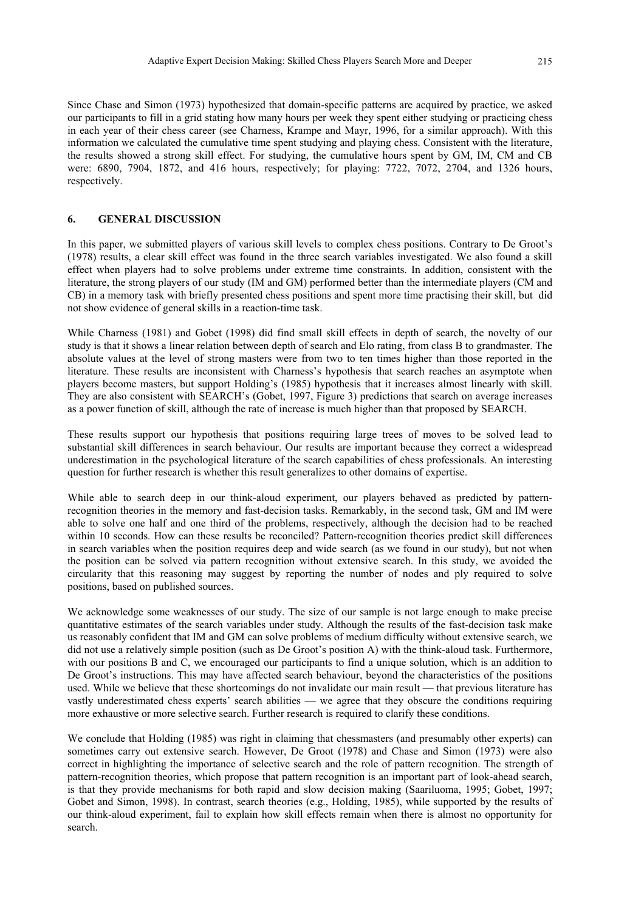Since Chase and Simon (1973) hypothesized that domain-specific patterns are acquired by practice, we asked our participants to fill in a grid stating how many hours per week they spent either studying or practicing chess in each year of their chess career (see Charness, Krampe and Mayr, 1996, for a similar approach). With this information we calculated the cumulative time spent studying and playing chess. Consistent with the literature, the results showed a strong skill effect. For studying, the cumulative hours spent by GM, IM, CM and CB were: 6890, 7904, 1872, and 416 hours, respectively; for playing: 7722, 7072, 2704, and 1326 hours, respectively.

## 6. GENERAL DISCUSSION

In this paper, we submitted players of various skill levels to complex chess positions. Contrary to De Groot's (1978) results, a clear skill effect was found in the three search variables investigated. We also found a skill effect when players had to solve problems under extreme time constraints. In addition, consistent with the literature, the strong players of our study (IM and GM) performed better than the intermediate players (CM and CB) in a memory task with briefly presented chess positions and spent more time practising their skill, but did not show evidence of general skills in a reaction-time task.

While Charness (1981) and Gobet (1998) did find small skill effects in depth of search, the novelty of our study is that it shows a linear relation between depth of search and Elo rating, from class B to grandmaster. The absolute values at the level of strong masters were from two to ten times higher than those reported in the literature. These results are inconsistent with Charness's hypothesis that search reaches an asymptote when players become masters, but support Holding's (1985) hypothesis that it increases almost linearly with skill. They are also consistent with SEARCH's (Gobet, 1997, Figure 3) predictions that search on average increases as a power function of skill, although the rate of increase is much higher than that proposed by SEARCH.

These results support our hypothesis that positions requiring large trees of moves to be solved lead to substantial skill differences in search behaviour. Our results are important because they correct a widespread underestimation in the psychological literature of the search capabilities of chess professionals. An interesting question for further research is whether this result generalizes to other domains of expertise.

While able to search deep in our think-aloud experiment, our players behaved as predicted by pattern-recognition theories in the memory and fast-decision tasks. Remarkably, in the second task, GM and IM were able to solve one half and one third of the problems, respectively, although the decision had to be reached within 10 seconds. How can these results be reconciled? Pattern-recognition theories predict skill differences in search variables when the position requires deep and wide search (as we found in our study), but not when the position can be solved via pattern recognition without extensive search. In this study, we avoided the circularity that this reasoning may suggest by reporting the number of nodes and ply required to solve positions, based on published sources.

We acknowledge some weaknesses of our study. The size of our sample is not large enough to make precise quantitative estimates of the search variables under study. Although the results of the fast-decision task make us reasonably confident that IM and GM can solve problems of medium difficulty without extensive search, we did not use a relatively simple position (such as De Groot's position A) with the think-aloud task. Furthermore, with our positions B and C, we encouraged our participants to find a unique solution, which is an addition to De Groot's instructions. This may have affected search behaviour, beyond the characteristics of the positions used. While we believe that these shortcomings do not invalidate our main result — that previous literature has vastly underestimated chess experts' search abilities — we agree that they obscure the conditions requiring more exhaustive or more selective search. Further research is required to clarify these conditions.

We conclude that Holding (1985) was right in claiming that chessmasters (and presumably other experts) can sometimes carry out extensive search. However, De Groot (1978) and Chase and Simon (1973) were also correct in highlighting the importance of selective search and the role of pattern recognition. The strength of pattern-recognition theories, which propose that pattern recognition is an important part of look-ahead search, is that they provide mechanisms for both rapid and slow decision making (Saariluoma, 1995; Gobet, 1997; Gobet and Simon, 1998). In contrast, search theories (e.g., Holding, 1985), while supported by the results of our think-aloud experiment, fail to explain how skill effects remain when there is almost no opportunity for search.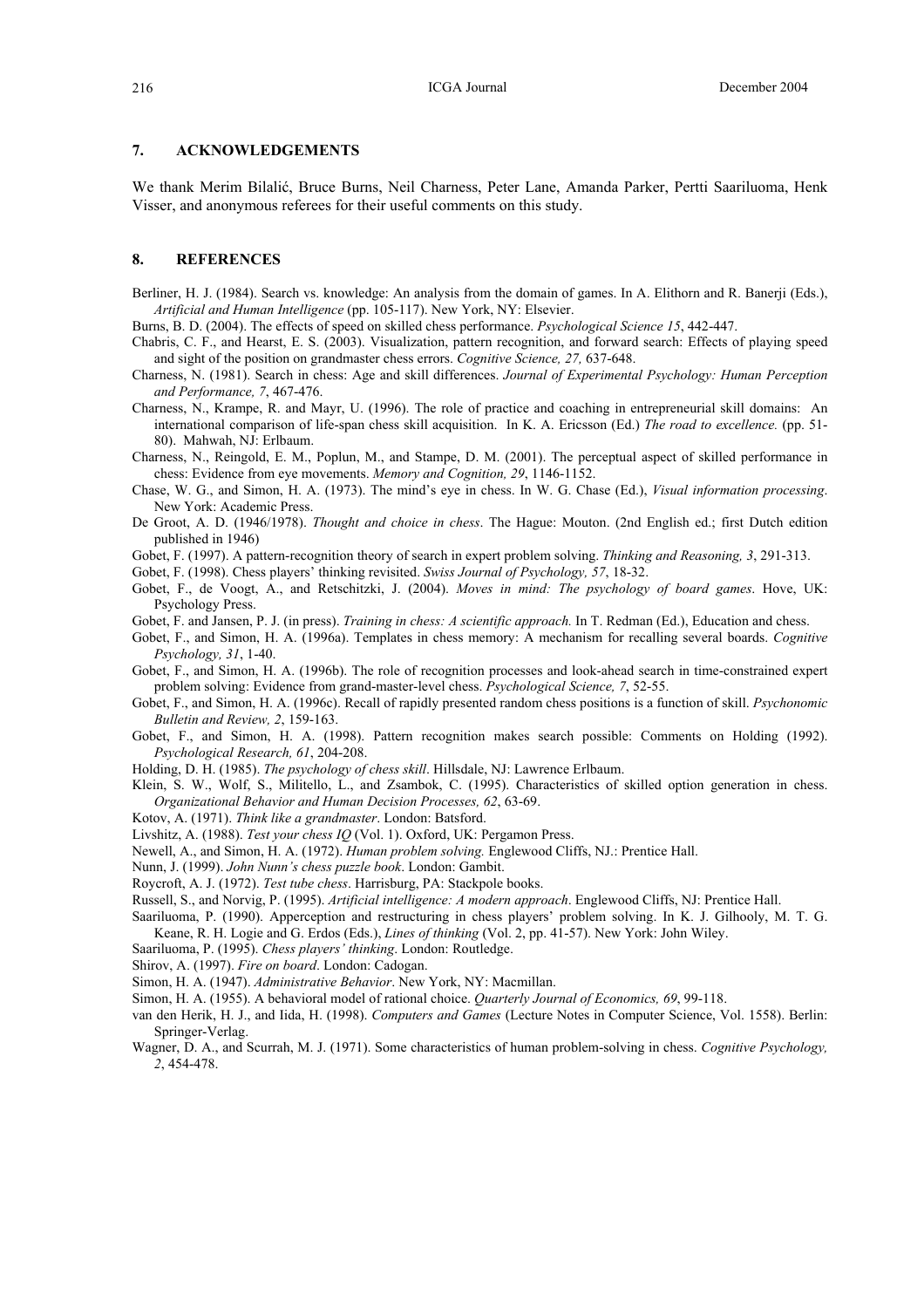## 7. ACKNOWLEDGEMENTS

We thank Merim Bilalić, Bruce Burns, Neil Charness, Peter Lane, Amanda Parker, Pertti Saariluoma, Henk Visser, and anonymous referees for their useful comments on this study.

## 8. REFERENCES

Berliner, H. J. (1984). Search vs. knowledge: An analysis from the domain of games. In A. Elithorn and R. Banerji (Eds.), *Artificial and Human Intelligence* (pp. 105-117). New York, NY: Elsevier.

Burns, B. D. (2004). The effects of speed on skilled chess performance. *Psychological Science 15*, 442-447.

Chabris, C. F., and Hearst, E. S. (2003). Visualization, pattern recognition, and forward search: Effects of playing speed and sight of the position on grandmaster chess errors. *Cognitive Science, 27,* 637-648.

Charness, N. (1981). Search in chess: Age and skill differences. *Journal of Experimental Psychology: Human Perception and Performance, 7*, 467-476.

Charness, N., Krampe, R. and Mayr, U. (1996). The role of practice and coaching in entrepreneurial skill domains: An international comparison of life-span chess skill acquisition. In K. A. Ericsson (Ed.) *The road to excellence.* (pp. 51-80). Mahwah, NJ: Erlbaum.

Charness, N., Reingold, E. M., Poplun, M., and Stampe, D. M. (2001). The perceptual aspect of skilled performance in chess: Evidence from eye movements. *Memory and Cognition, 29*, 1146-1152.

Chase, W. G., and Simon, H. A. (1973). The mind's eye in chess. In W. G. Chase (Ed.), *Visual information processing*. New York: Academic Press.

De Groot, A. D. (1946/1978). *Thought and choice in chess*. The Hague: Mouton. (2nd English ed.; first Dutch edition published in 1946)

Gobet, F. (1997). A pattern-recognition theory of search in expert problem solving. *Thinking and Reasoning, 3*, 291-313.

Gobet, F. (1998). Chess players' thinking revisited. *Swiss Journal of Psychology, 57*, 18-32.

Gobet, F., de Voogt, A., and Retschitzki, J. (2004). *Moves in mind: The psychology of board games*. Hove, UK: Psychology Press.

Gobet, F. and Jansen, P. J. (in press). *Training in chess: A scientific approach.* In T. Redman (Ed.), Education and chess.

Gobet, F., and Simon, H. A. (1996a). Templates in chess memory: A mechanism for recalling several boards. *Cognitive Psychology, 31*, 1-40.

Gobet, F., and Simon, H. A. (1996b). The role of recognition processes and look-ahead search in time-constrained expert problem solving: Evidence from grand-master-level chess. *Psychological Science, 7*, 52-55.

Gobet, F., and Simon, H. A. (1996c). Recall of rapidly presented random chess positions is a function of skill. *Psychonomic Bulletin and Review, 2*, 159-163.

Gobet, F., and Simon, H. A. (1998). Pattern recognition makes search possible: Comments on Holding (1992). *Psychological Research, 61*, 204-208.

Holding, D. H. (1985). *The psychology of chess skill*. Hillsdale, NJ: Lawrence Erlbaum.

Klein, S. W., Wolf, S., Militello, L., and Zsambok, C. (1995). Characteristics of skilled option generation in chess. *Organizational Behavior and Human Decision Processes, 62*, 63-69.

Kotov, A. (1971). *Think like a grandmaster*. London: Batsford.

Livshitz, A. (1988). *Test your chess IQ* (Vol. 1). Oxford, UK: Pergamon Press.

Newell, A., and Simon, H. A. (1972). *Human problem solving.* Englewood Cliffs, NJ.: Prentice Hall.

Nunn, J. (1999). *John Nunn's chess puzzle book*. London: Gambit.

Roycroft, A. J. (1972). *Test tube chess*. Harrisburg, PA: Stackpole books.

Russell, S., and Norvig, P. (1995). *Artificial intelligence: A modern approach*. Englewood Cliffs, NJ: Prentice Hall.

Saariluoma, P. (1990). Apperception and restructuring in chess players' problem solving. In K. J. Gilhooly, M. T. G. Keane, R. H. Logie and G. Erdos (Eds.), *Lines of thinking* (Vol. 2, pp. 41-57). New York: John Wiley.

Saariluoma, P. (1995). *Chess players' thinking*. London: Routledge.

Shirov, A. (1997). *Fire on board*. London: Cadogan.

Simon, H. A. (1947). *Administrative Behavior*. New York, NY: Macmillan.

Simon, H. A. (1955). A behavioral model of rational choice. *Quarterly Journal of Economics, 69*, 99-118.

van den Herik, H. J., and Iida, H. (1998). *Computers and Games* (Lecture Notes in Computer Science, Vol. 1558). Berlin: Springer-Verlag.

Wagner, D. A., and Scurrah, M. J. (1971). Some characteristics of human problem-solving in chess. *Cognitive Psychology, 2*, 454-478.